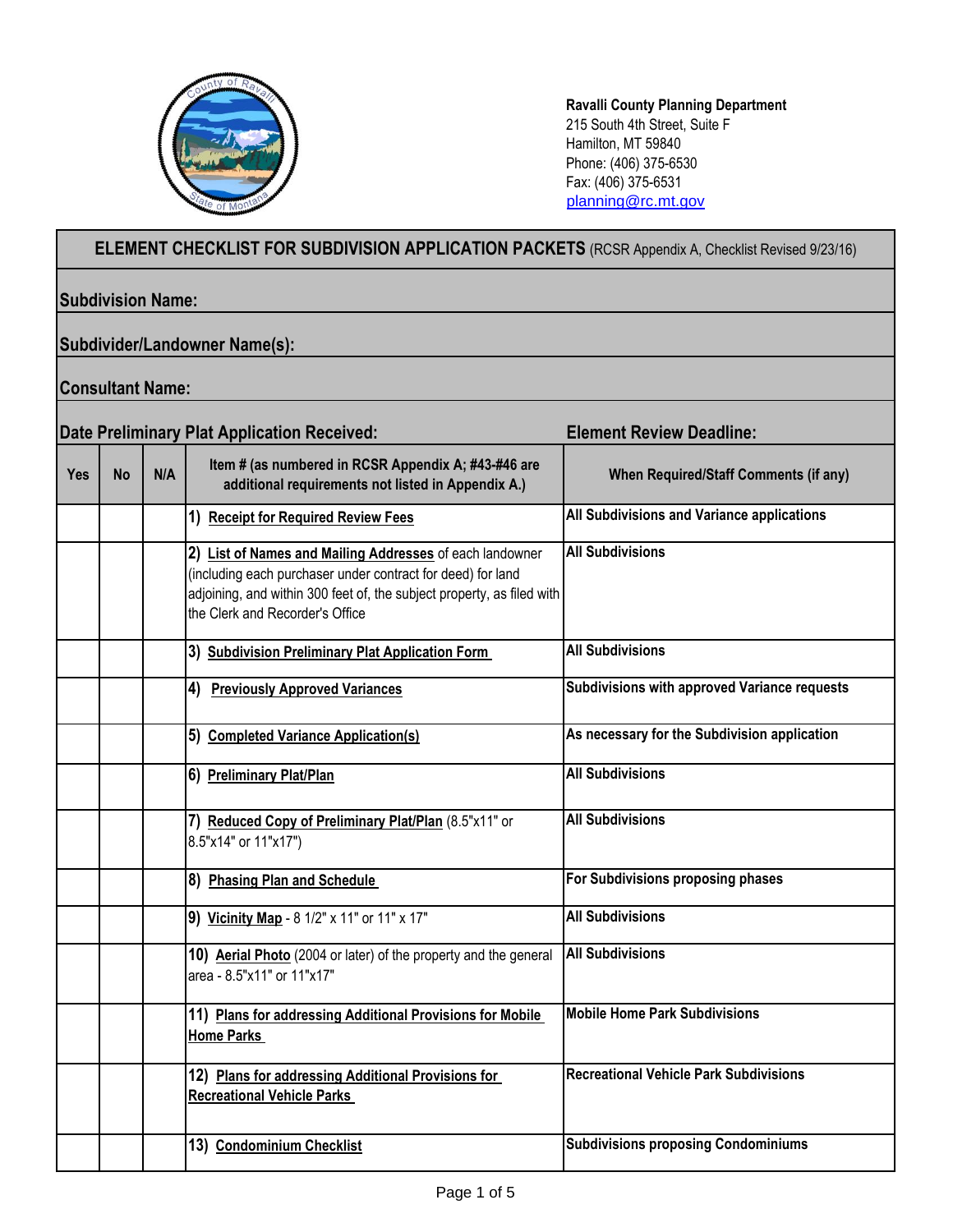**Ravalli County Planning Department**
215 South 4th Street, Suite F
Hamilton, MT 59840
Phone: (406) 375-6530
Fax: (406) 375-6531
planning@rc.mt.gov

## ELEMENT CHECKLIST FOR SUBDIVISION APPLICATION PACKETS (RCSR Appendix A, Checklist Revised 9/23/16)

**Subdivision Name:**

**Subdivider/Landowner Name(s):**

**Consultant Name:**

**Date Preliminary Plat Application Received:** **Element Review Deadline:**

| Yes | No | N/A | Item # (as numbered in RCSR Appendix A; #43-#46 are additional requirements not listed in Appendix A.) | When Required/Staff Comments (if any) |
|---|---|---|---|---|
| | | | 1) **Receipt for Required Review Fees** | **All Subdivisions and Variance applications** |
| | | | 2) **List of Names and Mailing Addresses** of each landowner (including each purchaser under contract for deed) for land adjoining, and within 300 feet of, the subject property, as filed with the Clerk and Recorder's Office | **All Subdivisions** |
| | | | 3) **Subdivision Preliminary Plat Application Form** | **All Subdivisions** |
| | | | 4) **Previously Approved Variances** | **Subdivisions with approved Variance requests** |
| | | | 5) **Completed Variance Application(s)** | **As necessary for the Subdivision application** |
| | | | 6) **Preliminary Plat/Plan** | **All Subdivisions** |
| | | | 7) **Reduced Copy of Preliminary Plat/Plan** (8.5"x11" or 8.5"x14" or 11"x17") | **All Subdivisions** |
| | | | 8) **Phasing Plan and Schedule** | **For Subdivisions proposing phases** |
| | | | 9) **Vicinity Map** - 8 1/2" x 11" or 11" x 17" | **All Subdivisions** |
| | | | 10) **Aerial Photo** (2004 or later) of the property and the general area - 8.5"x11" or 11"x17" | **All Subdivisions** |
| | | | 11) **Plans for addressing Additional Provisions for Mobile Home Parks** | **Mobile Home Park Subdivisions** |
| | | | 12) **Plans for addressing Additional Provisions for Recreational Vehicle Parks** | **Recreational Vehicle Park Subdivisions** |
| | | | 13) **Condominium Checklist** | **Subdivisions proposing Condominiums** |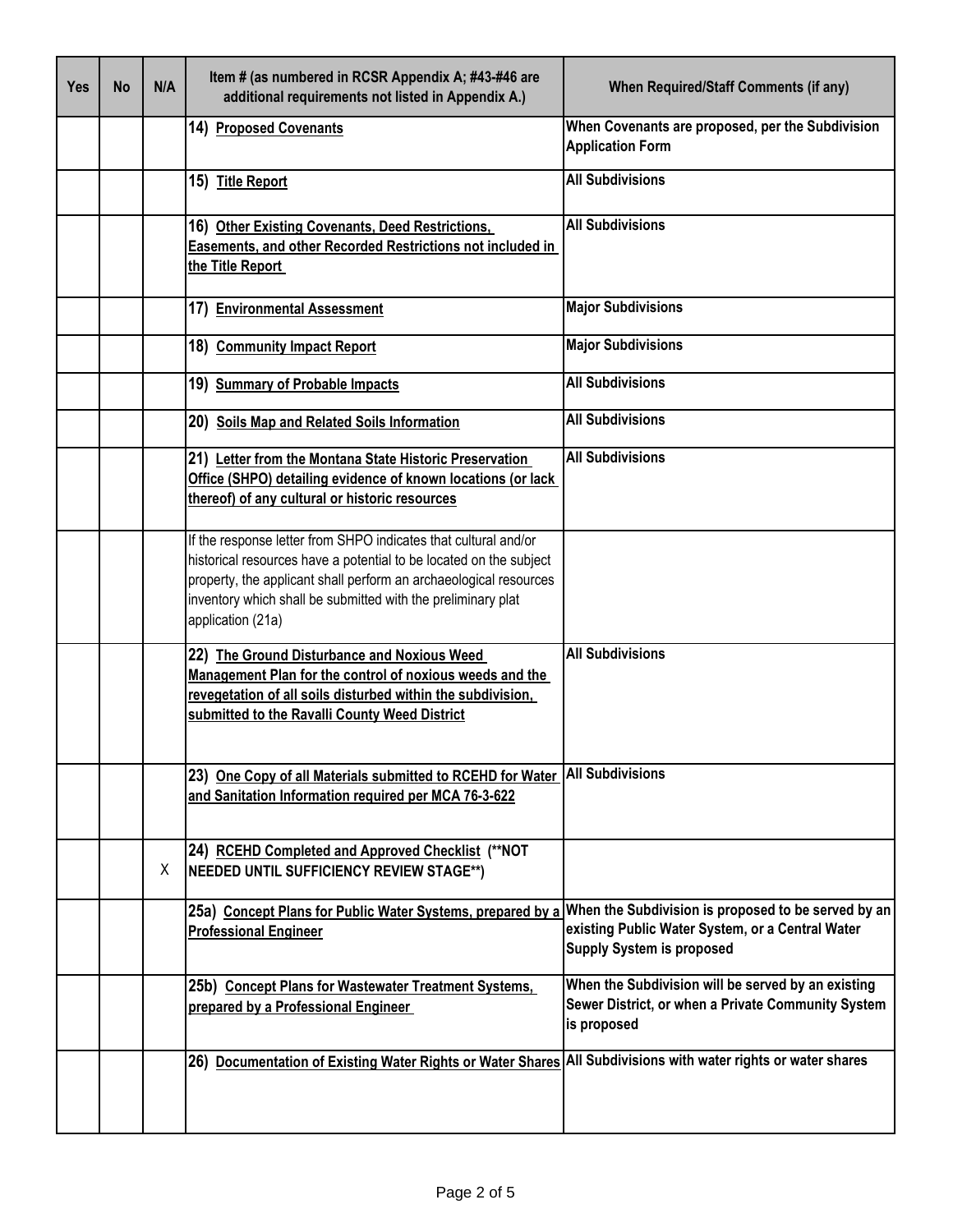| Yes | No | N/A | Item # (as numbered in RCSR Appendix A; #43-#46 are additional requirements not listed in Appendix A.) | When Required/Staff Comments (if any) |
|---|---|---|---|---|
| | | | **14) Proposed Covenants** | **When Covenants are proposed, per the Subdivision Application Form** |
| | | | **15) Title Report** | **All Subdivisions** |
| | | | **16) Other Existing Covenants, Deed Restrictions, Easements, and other Recorded Restrictions not included in the Title Report** | **All Subdivisions** |
| | | | **17) Environmental Assessment** | **Major Subdivisions** |
| | | | **18) Community Impact Report** | **Major Subdivisions** |
| | | | **19) Summary of Probable Impacts** | **All Subdivisions** |
| | | | **20) Soils Map and Related Soils Information** | **All Subdivisions** |
| | | | **21) Letter from the Montana State Historic Preservation Office (SHPO) detailing evidence of known locations (or lack thereof) of any cultural or historic resources** | **All Subdivisions** |
| | | | If the response letter from SHPO indicates that cultural and/or historical resources have a potential to be located on the subject property, the applicant shall perform an archaeological resources inventory which shall be submitted with the preliminary plat application (21a) | |
| | | | **22) The Ground Disturbance and Noxious Weed Management Plan for the control of noxious weeds and the revegetation of all soils disturbed within the subdivision, submitted to the Ravalli County Weed District** | **All Subdivisions** |
| | | | **23) One Copy of all Materials submitted to RCEHD for Water and Sanitation Information required per MCA 76-3-622** | **All Subdivisions** |
| | | X | **24) RCEHD Completed and Approved Checklist (**NOT NEEDED UNTIL SUFFICIENCY REVIEW STAGE**)** | |
| | | | **25a) Concept Plans for Public Water Systems, prepared by a Professional Engineer** | **When the Subdivision is proposed to be served by an existing Public Water System, or a Central Water Supply System is proposed** |
| | | | **25b) Concept Plans for Wastewater Treatment Systems, prepared by a Professional Engineer** | **When the Subdivision will be served by an existing Sewer District, or when a Private Community System is proposed** |
| | | | **26) Documentation of Existing Water Rights or Water Shares** | **All Subdivisions with water rights or water shares** |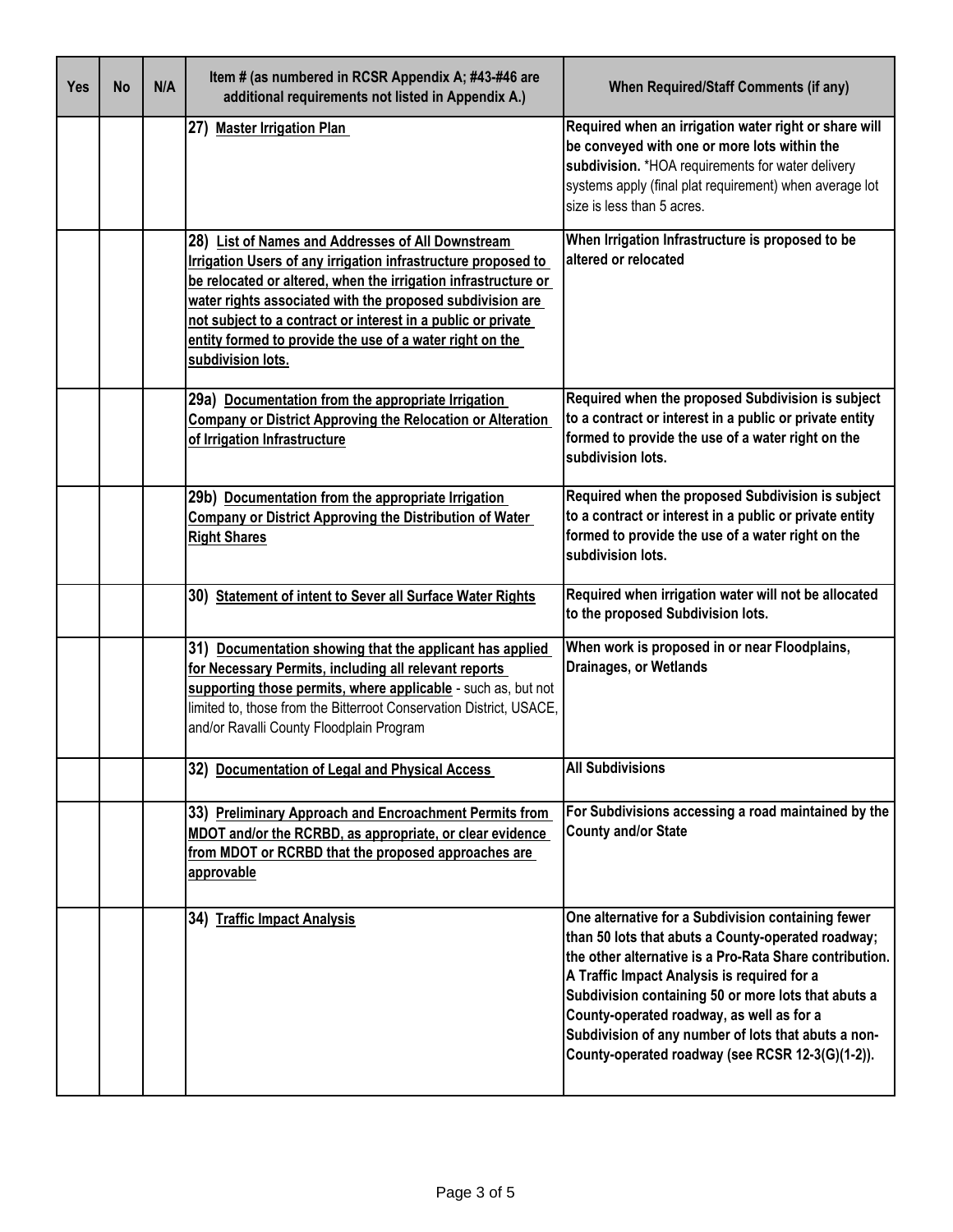| Yes | No | N/A | Item # (as numbered in RCSR Appendix A; #43-#46 are additional requirements not listed in Appendix A.) | When Required/Staff Comments (if any) |
|---|---|---|---|---|
| | | | 27) Master Irrigation Plan | **Required when an irrigation water right or share will be conveyed with one or more lots within the subdivision.** *HOA requirements for water delivery systems apply (final plat requirement) when average lot size is less than 5 acres. |
| | | | 28) List of Names and Addresses of All Downstream Irrigation Users of any irrigation infrastructure proposed to be relocated or altered, when the irrigation infrastructure or water rights associated with the proposed subdivision are not subject to a contract or interest in a public or private entity formed to provide the use of a water right on the subdivision lots. | **When Irrigation Infrastructure is proposed to be altered or relocated** |
| | | | 29a) Documentation from the appropriate Irrigation Company or District Approving the Relocation or Alteration of Irrigation Infrastructure | **Required when the proposed Subdivision is subject to a contract or interest in a public or private entity formed to provide the use of a water right on the subdivision lots.** |
| | | | 29b) Documentation from the appropriate Irrigation Company or District Approving the Distribution of Water Right Shares | **Required when the proposed Subdivision is subject to a contract or interest in a public or private entity formed to provide the use of a water right on the subdivision lots.** |
| | | | 30) Statement of intent to Sever all Surface Water Rights | **Required when irrigation water will not be allocated to the proposed Subdivision lots.** |
| | | | 31) Documentation showing that the applicant has applied for Necessary Permits, including all relevant reports supporting those permits, where applicable - such as, but not limited to, those from the Bitterroot Conservation District, USACE, and/or Ravalli County Floodplain Program | **When work is proposed in or near Floodplains, Drainages, or Wetlands** |
| | | | 32) Documentation of Legal and Physical Access | **All Subdivisions** |
| | | | 33) Preliminary Approach and Encroachment Permits from MDOT and/or the RCRBD, as appropriate, or clear evidence from MDOT or RCRBD that the proposed approaches are approvable | **For Subdivisions accessing a road maintained by the County and/or State** |
| | | | 34) Traffic Impact Analysis | **One alternative for a Subdivision containing fewer than 50 lots that abuts a County-operated roadway; the other alternative is a Pro-Rata Share contribution. A Traffic Impact Analysis is required for a Subdivision containing 50 or more lots that abuts a County-operated roadway, as well as for a Subdivision of any number of lots that abuts a non-County-operated roadway (see RCSR 12-3(G)(1-2)).** |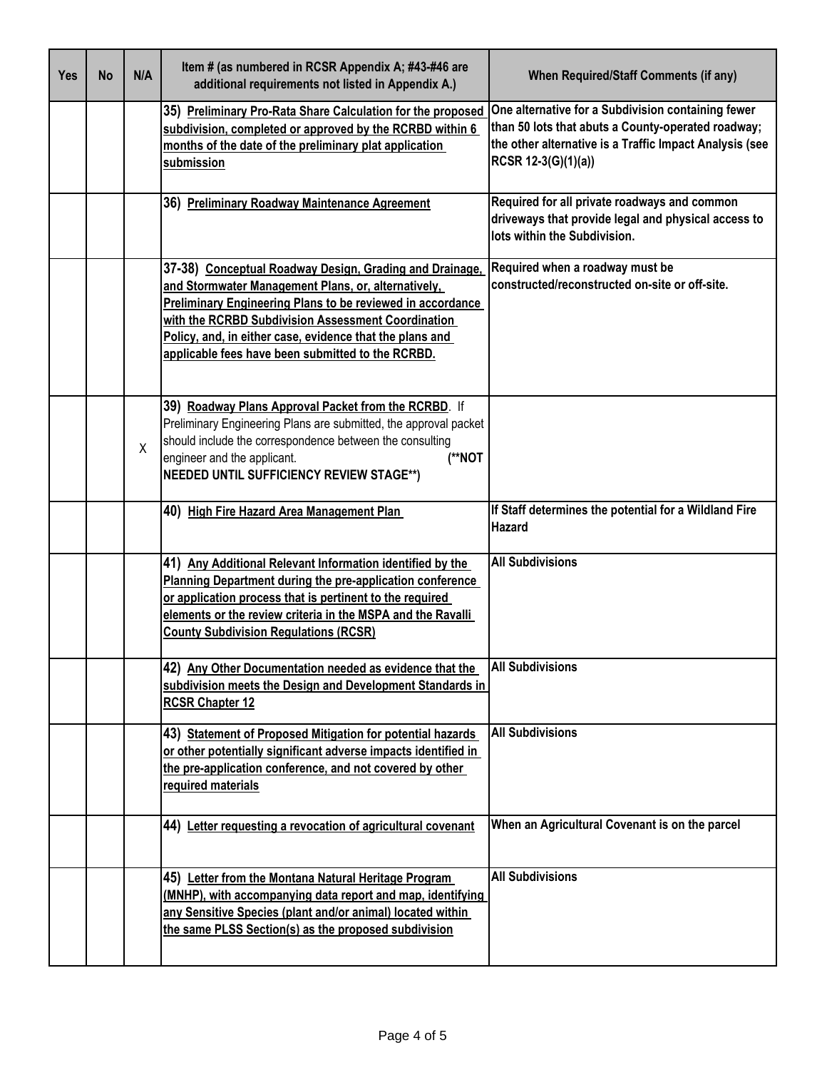| Yes | No | N/A | Item # (as numbered in RCSR Appendix A; #43-#46 are additional requirements not listed in Appendix A.) | When Required/Staff Comments (if any) |
|---|---|---|---|---|
| | | | **35) Preliminary Pro-Rata Share Calculation for the proposed subdivision, completed or approved by the RCRBD within 6 months of the date of the preliminary plat application submission** | **One alternative for a Subdivision containing fewer than 50 lots that abuts a County-operated roadway; the other alternative is a Traffic Impact Analysis (see RCSR 12-3(G)(1)(a))** |
| | | | **36) Preliminary Roadway Maintenance Agreement** | **Required for all private roadways and common driveways that provide legal and physical access to lots within the Subdivision.** |
| | | | **37-38) Conceptual Roadway Design, Grading and Drainage, and Stormwater Management Plans, or, alternatively, Preliminary Engineering Plans to be reviewed in accordance with the RCRBD Subdivision Assessment Coordination Policy, and, in either case, evidence that the plans and applicable fees have been submitted to the RCRBD.** | **Required when a roadway must be constructed/reconstructed on-site or off-site.** |
| | | X | **39) Roadway Plans Approval Packet from the RCRBD**. If Preliminary Engineering Plans are submitted, the approval packet should include the correspondence between the consulting engineer and the applicant. **(**NOT NEEDED UNTIL SUFFICIENCY REVIEW STAGE**)** | |
| | | | **40) High Fire Hazard Area Management Plan** | **If Staff determines the potential for a Wildland Fire Hazard** |
| | | | **41) Any Additional Relevant Information identified by the Planning Department during the pre-application conference or application process that is pertinent to the required elements or the review criteria in the MSPA and the Ravalli County Subdivision Regulations (RCSR)** | **All Subdivisions** |
| | | | **42) Any Other Documentation needed as evidence that the subdivision meets the Design and Development Standards in RCSR Chapter 12** | **All Subdivisions** |
| | | | **43) Statement of Proposed Mitigation for potential hazards or other potentially significant adverse impacts identified in the pre-application conference, and not covered by other required materials** | **All Subdivisions** |
| | | | **44) Letter requesting a revocation of agricultural covenant** | **When an Agricultural Covenant is on the parcel** |
| | | | **45) Letter from the Montana Natural Heritage Program (MNHP), with accompanying data report and map, identifying any Sensitive Species (plant and/or animal) located within the same PLSS Section(s) as the proposed subdivision** | **All Subdivisions** |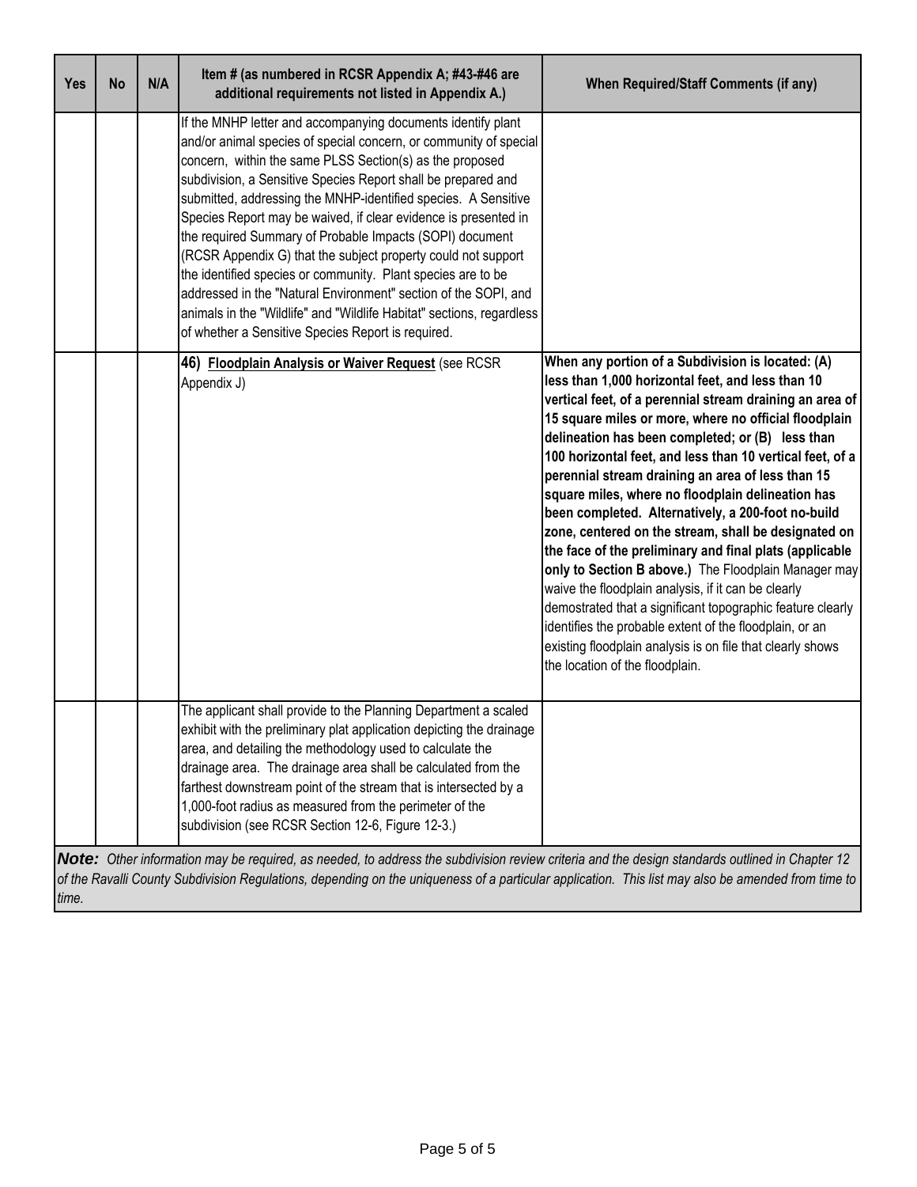| Yes | No | N/A | Item # (as numbered in RCSR Appendix A; #43-#46 are additional requirements not listed in Appendix A.) | When Required/Staff Comments (if any) |
|---|---|---|---|---|
| | | | If the MNHP letter and accompanying documents identify plant and/or animal species of special concern, or community of special concern, within the same PLSS Section(s) as the proposed subdivision, a Sensitive Species Report shall be prepared and submitted, addressing the MNHP-identified species. A Sensitive Species Report may be waived, if clear evidence is presented in the required Summary of Probable Impacts (SOPI) document (RCSR Appendix G) that the subject property could not support the identified species or community. Plant species are to be addressed in the "Natural Environment" section of the SOPI, and animals in the "Wildlife" and "Wildlife Habitat" sections, regardless of whether a Sensitive Species Report is required. | |
| | | | **46) Floodplain Analysis or Waiver Request** (see RCSR Appendix J) | **When any portion of a Subdivision is located: (A) less than 1,000 horizontal feet, and less than 10 vertical feet, of a perennial stream draining an area of 15 square miles or more, where no official floodplain delineation has been completed; or (B) less than 100 horizontal feet, and less than 10 vertical feet, of a perennial stream draining an area of less than 15 square miles, where no floodplain delineation has been completed. Alternatively, a 200-foot no-build zone, centered on the stream, shall be designated on the face of the preliminary and final plats (applicable only to Section B above.)** The Floodplain Manager may waive the floodplain analysis, if it can be clearly demostrated that a significant topographic feature clearly identifies the probable extent of the floodplain, or an existing floodplain analysis is on file that clearly shows the location of the floodplain. |
| | | | The applicant shall provide to the Planning Department a scaled exhibit with the preliminary plat application depicting the drainage area, and detailing the methodology used to calculate the drainage area. The drainage area shall be calculated from the farthest downstream point of the stream that is intersected by a 1,000-foot radius as measured from the perimeter of the subdivision (see RCSR Section 12-6, Figure 12-3.) | |

***Note:*** *Other information may be required, as needed, to address the subdivision review criteria and the design standards outlined in Chapter 12 of the Ravalli County Subdivision Regulations, depending on the uniqueness of a particular application. This list may also be amended from time to time.*